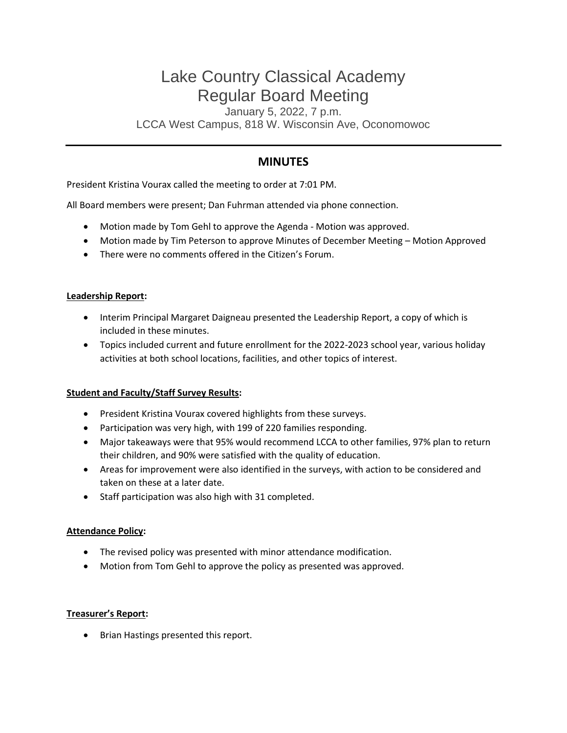# Lake Country Classical Academy
# Regular Board Meeting

January 5, 2022, 7 p.m.
LCCA West Campus, 818 W. Wisconsin Ave, Oconomowoc

---

## MINUTES

President Kristina Vourax called the meeting to order at 7:01 PM.

All Board members were present; Dan Fuhrman attended via phone connection.

- Motion made by Tom Gehl to approve the Agenda - Motion was approved.
- Motion made by Tim Peterson to approve Minutes of December Meeting – Motion Approved
- There were no comments offered in the Citizen's Forum.

**Leadership Report:**

- Interim Principal Margaret Daigneau presented the Leadership Report, a copy of which is included in these minutes.
- Topics included current and future enrollment for the 2022-2023 school year, various holiday activities at both school locations, facilities, and other topics of interest.

**Student and Faculty/Staff Survey Results:**

- President Kristina Vourax covered highlights from these surveys.
- Participation was very high, with 199 of 220 families responding.
- Major takeaways were that 95% would recommend LCCA to other families, 97% plan to return their children, and 90% were satisfied with the quality of education.
- Areas for improvement were also identified in the surveys, with action to be considered and taken on these at a later date.
- Staff participation was also high with 31 completed.

**Attendance Policy:**

- The revised policy was presented with minor attendance modification.
- Motion from Tom Gehl to approve the policy as presented was approved.

**Treasurer's Report:**

- Brian Hastings presented this report.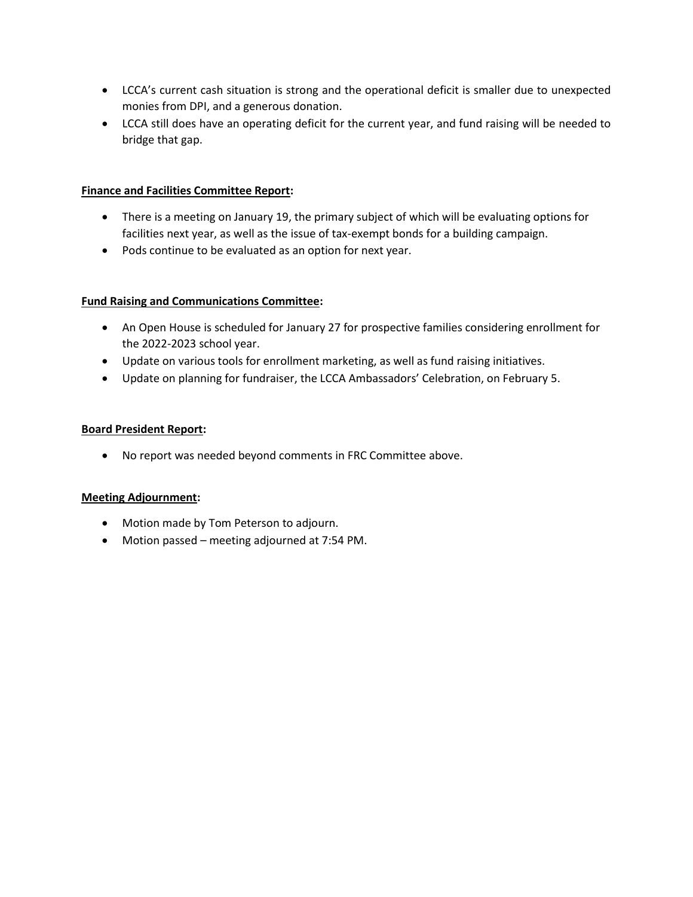- LCCA's current cash situation is strong and the operational deficit is smaller due to unexpected monies from DPI, and a generous donation.
- LCCA still does have an operating deficit for the current year, and fund raising will be needed to bridge that gap.

**<u>Finance and Facilities Committee Report</u>:**

- There is a meeting on January 19, the primary subject of which will be evaluating options for facilities next year, as well as the issue of tax-exempt bonds for a building campaign.
- Pods continue to be evaluated as an option for next year.

**<u>Fund Raising and Communications Committee</u>:**

- An Open House is scheduled for January 27 for prospective families considering enrollment for the 2022-2023 school year.
- Update on various tools for enrollment marketing, as well as fund raising initiatives.
- Update on planning for fundraiser, the LCCA Ambassadors' Celebration, on February 5.

**<u>Board President Report</u>:**

- No report was needed beyond comments in FRC Committee above.

**<u>Meeting Adjournment</u>:**

- Motion made by Tom Peterson to adjourn.
- Motion passed – meeting adjourned at 7:54 PM.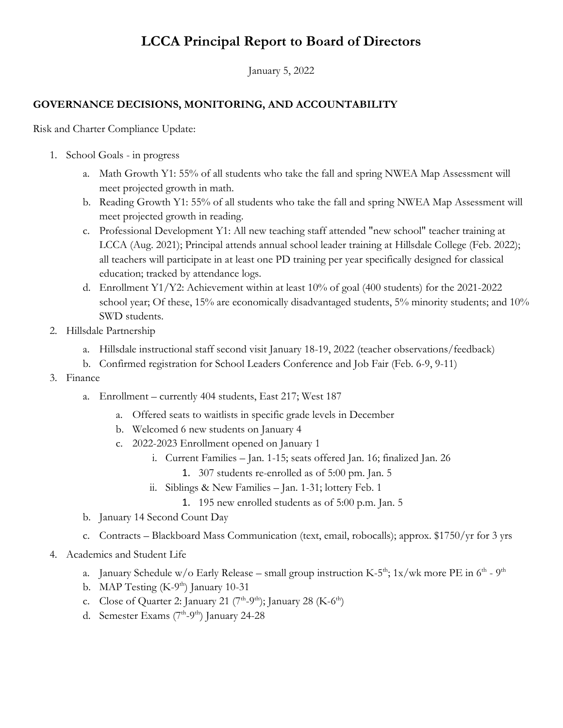# LCCA Principal Report to Board of Directors

January 5, 2022

## GOVERNANCE DECISIONS, MONITORING, AND ACCOUNTABILITY

Risk and Charter Compliance Update:

1. School Goals - in progress
   a. Math Growth Y1: 55% of all students who take the fall and spring NWEA Map Assessment will meet projected growth in math.
   b. Reading Growth Y1: 55% of all students who take the fall and spring NWEA Map Assessment will meet projected growth in reading.
   c. Professional Development Y1: All new teaching staff attended "new school" teacher training at LCCA (Aug. 2021); Principal attends annual school leader training at Hillsdale College (Feb. 2022); all teachers will participate in at least one PD training per year specifically designed for classical education; tracked by attendance logs.
   d. Enrollment Y1/Y2: Achievement within at least 10% of goal (400 students) for the 2021-2022 school year; Of these, 15% are economically disadvantaged students, 5% minority students; and 10% SWD students.
2. Hillsdale Partnership
   a. Hillsdale instructional staff second visit January 18-19, 2022 (teacher observations/feedback)
   b. Confirmed registration for School Leaders Conference and Job Fair (Feb. 6-9, 9-11)
3. Finance
   a. Enrollment – currently 404 students, East 217; West 187
      a. Offered seats to waitlists in specific grade levels in December
      b. Welcomed 6 new students on January 4
      c. 2022-2023 Enrollment opened on January 1
         i. Current Families – Jan. 1-15; seats offered Jan. 16; finalized Jan. 26
            1. 307 students re-enrolled as of 5:00 pm. Jan. 5
         ii. Siblings & New Families – Jan. 1-31; lottery Feb. 1
            1. 195 new enrolled students as of 5:00 p.m. Jan. 5
   b. January 14 Second Count Day
   c. Contracts – Blackboard Mass Communication (text, email, robocalls); approx. $1750/yr for 3 yrs
4. Academics and Student Life
   a. January Schedule w/o Early Release – small group instruction K-5th; 1x/wk more PE in 6th - 9th
   b. MAP Testing (K-9th) January 10-31
   c. Close of Quarter 2: January 21 (7th-9th); January 28 (K-6th)
   d. Semester Exams (7th-9th) January 24-28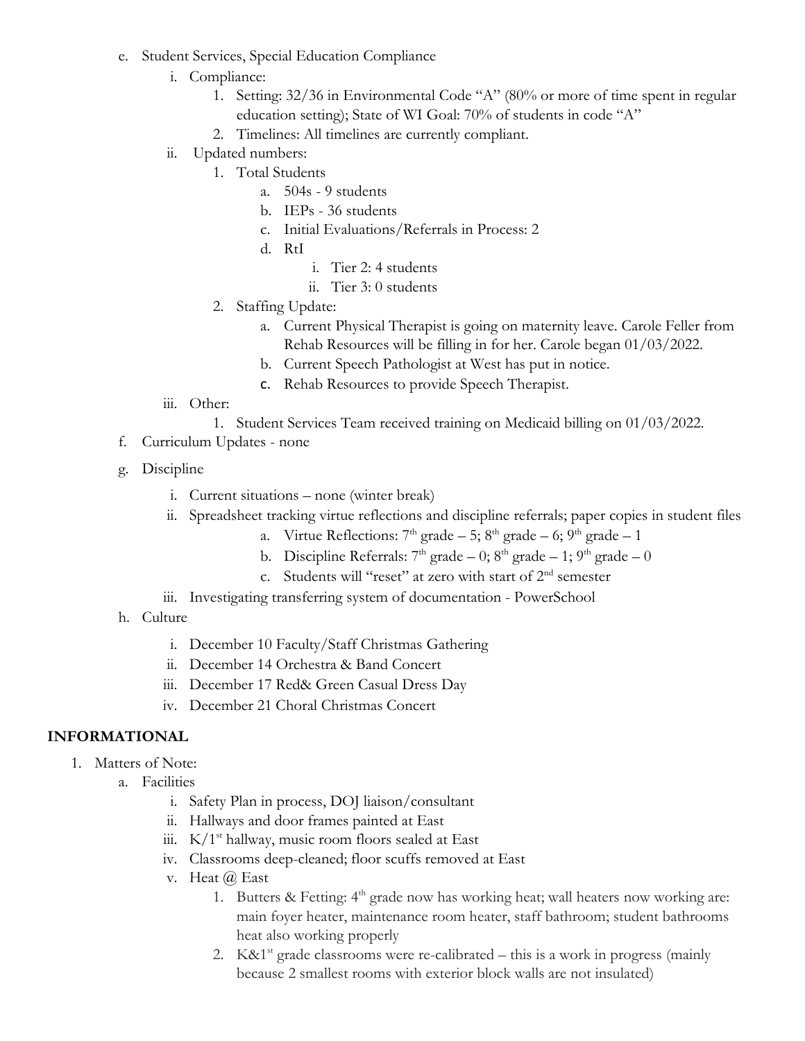e. Student Services, Special Education Compliance
    i. Compliance:
        1. Setting: 32/36 in Environmental Code "A" (80% or more of time spent in regular education setting); State of WI Goal: 70% of students in code "A"
        2. Timelines: All timelines are currently compliant.
    ii. Updated numbers:
        1. Total Students
            a. 504s - 9 students
            b. IEPs - 36 students
            c. Initial Evaluations/Referrals in Process: 2
            d. RtI
                i. Tier 2: 4 students
                ii. Tier 3: 0 students
        2. Staffing Update:
            a. Current Physical Therapist is going on maternity leave. Carole Feller from Rehab Resources will be filling in for her. Carole began 01/03/2022.
            b. Current Speech Pathologist at West has put in notice.
            c. Rehab Resources to provide Speech Therapist.
    iii. Other:
        1. Student Services Team received training on Medicaid billing on 01/03/2022.

f. Curriculum Updates - none

g. Discipline
    i. Current situations – none (winter break)
    ii. Spreadsheet tracking virtue reflections and discipline referrals; paper copies in student files
        a. Virtue Reflections: 7th grade – 5; 8th grade – 6; 9th grade – 1
        b. Discipline Referrals: 7th grade – 0; 8th grade – 1; 9th grade – 0
        c. Students will "reset" at zero with start of 2nd semester
    iii. Investigating transferring system of documentation - PowerSchool

h. Culture
    i. December 10 Faculty/Staff Christmas Gathering
    ii. December 14 Orchestra & Band Concert
    iii. December 17 Red& Green Casual Dress Day
    iv. December 21 Choral Christmas Concert

**INFORMATIONAL**

1. Matters of Note:
    a. Facilities
        i. Safety Plan in process, DOJ liaison/consultant
        ii. Hallways and door frames painted at East
        iii. K/1st hallway, music room floors sealed at East
        iv. Classrooms deep-cleaned; floor scuffs removed at East
        v. Heat @ East
            1. Butters & Fetting: 4th grade now has working heat; wall heaters now working are: main foyer heater, maintenance room heater, staff bathroom; student bathrooms heat also working properly
            2. K&1st grade classrooms were re-calibrated – this is a work in progress (mainly because 2 smallest rooms with exterior block walls are not insulated)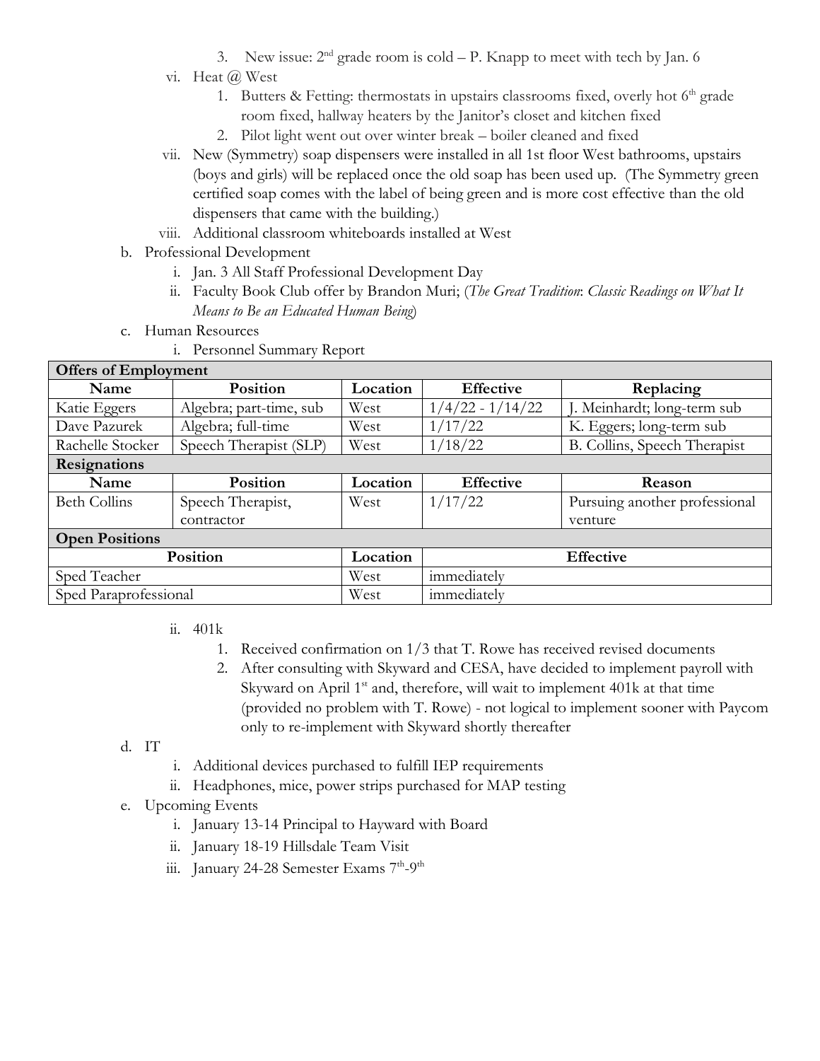3. New issue: 2nd grade room is cold – P. Knapp to meet with tech by Jan. 6

vi. Heat @ West

1. Butters & Fetting: thermostats in upstairs classrooms fixed, overly hot 6th grade room fixed, hallway heaters by the Janitor's closet and kitchen fixed
2. Pilot light went out over winter break – boiler cleaned and fixed

vii. New (Symmetry) soap dispensers were installed in all 1st floor West bathrooms, upstairs (boys and girls) will be replaced once the old soap has been used up. (The Symmetry green certified soap comes with the label of being green and is more cost effective than the old dispensers that came with the building.)

viii. Additional classroom whiteboards installed at West

b. Professional Development

i. Jan. 3 All Staff Professional Development Day

ii. Faculty Book Club offer by Brandon Muri; (*The Great Tradition*: *Classic Readings on What It Means to Be an Educated Human Being*)

c. Human Resources

i. Personnel Summary Report

| **Offers of Employment** | | | | |
|---|---|---|---|---|
| **Name** | **Position** | **Location** | **Effective** | **Replacing** |
| Katie Eggers | Algebra; part-time, sub | West | 1/4/22 - 1/14/22 | J. Meinhardt; long-term sub |
| Dave Pazurek | Algebra; full-time | West | 1/17/22 | K. Eggers; long-term sub |
| Rachelle Stocker | Speech Therapist (SLP) | West | 1/18/22 | B. Collins, Speech Therapist |
| **Resignations** | | | | |
| **Name** | **Position** | **Location** | **Effective** | **Reason** |
| Beth Collins | Speech Therapist, contractor | West | 1/17/22 | Pursuing another professional venture |
| **Open Positions** | | | | |
| **Position** | | **Location** | **Effective** | |
| Sped Teacher | | West | immediately | |
| Sped Paraprofessional | | West | immediately | |

ii. 401k

1. Received confirmation on 1/3 that T. Rowe has received revised documents
2. After consulting with Skyward and CESA, have decided to implement payroll with Skyward on April 1st and, therefore, will wait to implement 401k at that time (provided no problem with T. Rowe) - not logical to implement sooner with Paycom only to re-implement with Skyward shortly thereafter

d. IT

i. Additional devices purchased to fulfill IEP requirements

ii. Headphones, mice, power strips purchased for MAP testing

e. Upcoming Events

i. January 13-14 Principal to Hayward with Board

ii. January 18-19 Hillsdale Team Visit

iii. January 24-28 Semester Exams 7th-9th